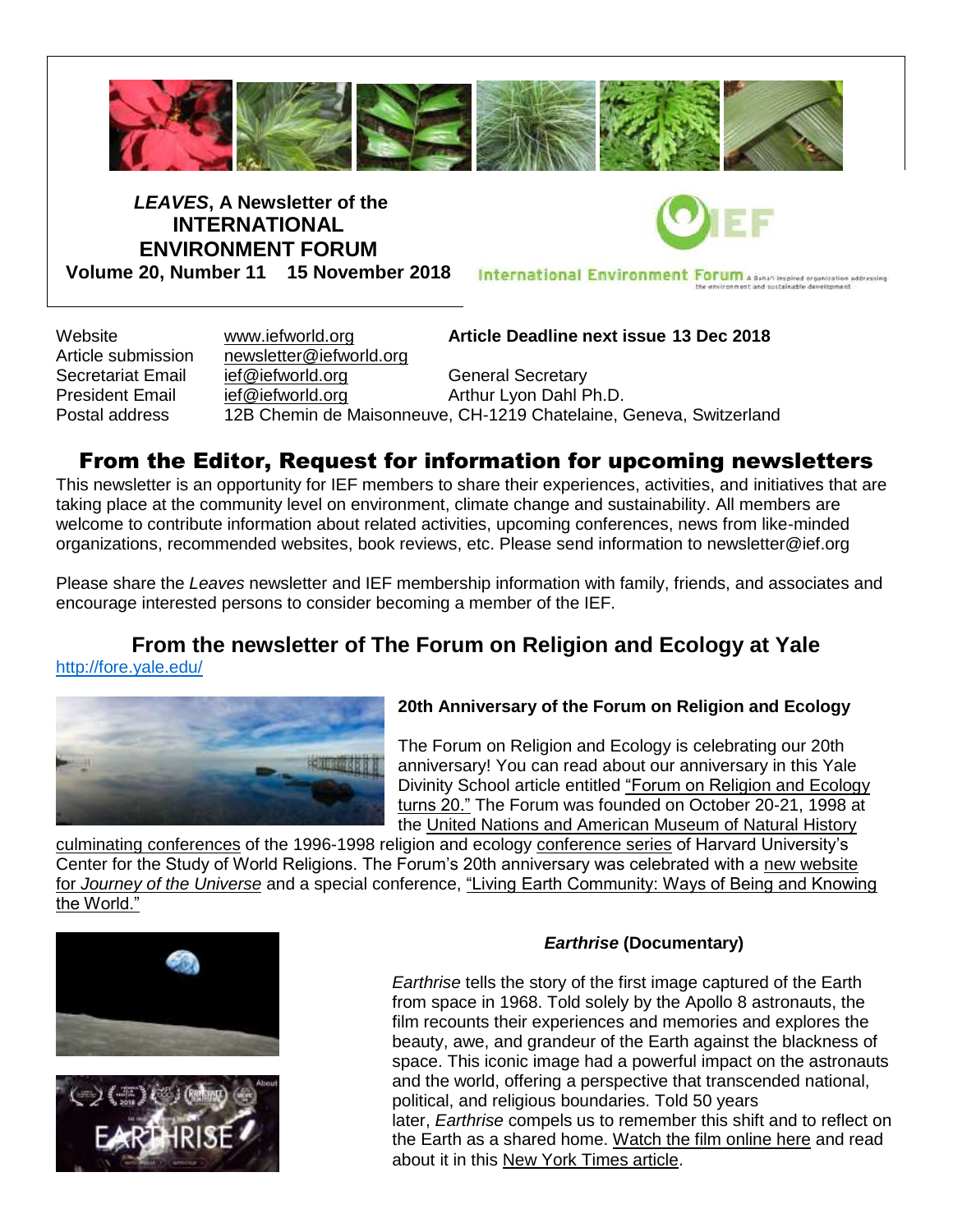***LEAVES*, A Newsletter of the INTERNATIONAL ENVIRONMENT FORUM**
**Volume 20, Number 11 15 November 2018**

International Environment Forum

| | | |
|---|---|---|
| Website | www.iefworld.org | **Article Deadline next issue 13 Dec 2018** |
| Article submission | newsletter@iefworld.org | |
| Secretariat Email | ief@iefworld.org | General Secretary |
| President Email | ief@iefworld.org | Arthur Lyon Dahl Ph.D. |
| Postal address | 12B Chemin de Maisonneuve, CH-1219 Chatelaine, Geneva, Switzerland | |

## From the Editor, Request for information for upcoming newsletters

This newsletter is an opportunity for IEF members to share their experiences, activities, and initiatives that are taking place at the community level on environment, climate change and sustainability. All members are welcome to contribute information about related activities, upcoming conferences, news from like-minded organizations, recommended websites, book reviews, etc. Please send information to newsletter@ief.org

Please share the *Leaves* newsletter and IEF membership information with family, friends, and associates and encourage interested persons to consider becoming a member of the IEF.

## From the newsletter of The Forum on Religion and Ecology at Yale

http://fore.yale.edu/

### 20th Anniversary of the Forum on Religion and Ecology

The Forum on Religion and Ecology is celebrating our 20th anniversary! You can read about our anniversary in this Yale Divinity School article entitled "Forum on Religion and Ecology turns 20." The Forum was founded on October 20-21, 1998 at the United Nations and American Museum of Natural History culminating conferences of the 1996-1998 religion and ecology conference series of Harvard University's Center for the Study of World Religions. The Forum's 20th anniversary was celebrated with a new website for *Journey of the Universe* and a special conference, "Living Earth Community: Ways of Being and Knowing the World."

### *Earthrise* (Documentary)

*Earthrise* tells the story of the first image captured of the Earth from space in 1968. Told solely by the Apollo 8 astronauts, the film recounts their experiences and memories and explores the beauty, awe, and grandeur of the Earth against the blackness of space. This iconic image had a powerful impact on the astronauts and the world, offering a perspective that transcended national, political, and religious boundaries. Told 50 years later, *Earthrise* compels us to remember this shift and to reflect on the Earth as a shared home. Watch the film online here and read about it in this New York Times article.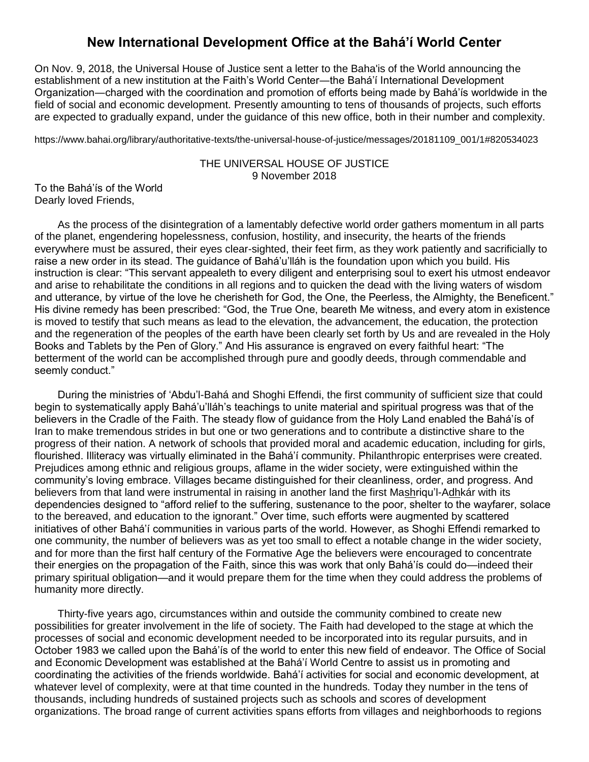# New International Development Office at the Bahá'í World Center

On Nov. 9, 2018, the Universal House of Justice sent a letter to the Baha'is of the World announcing the establishment of a new institution at the Faith's World Center—the Bahá'í International Development Organization—charged with the coordination and promotion of efforts being made by Bahá'ís worldwide in the field of social and economic development. Presently amounting to tens of thousands of projects, such efforts are expected to gradually expand, under the guidance of this new office, both in their number and complexity.

https://www.bahai.org/library/authoritative-texts/the-universal-house-of-justice/messages/20181109_001/1#820534023

THE UNIVERSAL HOUSE OF JUSTICE
9 November 2018

To the Bahá'ís of the World
Dearly loved Friends,

As the process of the disintegration of a lamentably defective world order gathers momentum in all parts of the planet, engendering hopelessness, confusion, hostility, and insecurity, the hearts of the friends everywhere must be assured, their eyes clear-sighted, their feet firm, as they work patiently and sacrificially to raise a new order in its stead. The guidance of Bahá'u'lláh is the foundation upon which you build. His instruction is clear: "This servant appealeth to every diligent and enterprising soul to exert his utmost endeavor and arise to rehabilitate the conditions in all regions and to quicken the dead with the living waters of wisdom and utterance, by virtue of the love he cherisheth for God, the One, the Peerless, the Almighty, the Beneficent." His divine remedy has been prescribed: "God, the True One, beareth Me witness, and every atom in existence is moved to testify that such means as lead to the elevation, the advancement, the education, the protection and the regeneration of the peoples of the earth have been clearly set forth by Us and are revealed in the Holy Books and Tablets by the Pen of Glory." And His assurance is engraved on every faithful heart: "The betterment of the world can be accomplished through pure and goodly deeds, through commendable and seemly conduct."

During the ministries of 'Abdu'l-Bahá and Shoghi Effendi, the first community of sufficient size that could begin to systematically apply Bahá'u'lláh's teachings to unite material and spiritual progress was that of the believers in the Cradle of the Faith. The steady flow of guidance from the Holy Land enabled the Bahá'ís of Iran to make tremendous strides in but one or two generations and to contribute a distinctive share to the progress of their nation. A network of schools that provided moral and academic education, including for girls, flourished. Illiteracy was virtually eliminated in the Bahá'í community. Philanthropic enterprises were created. Prejudices among ethnic and religious groups, aflame in the wider society, were extinguished within the community's loving embrace. Villages became distinguished for their cleanliness, order, and progress. And believers from that land were instrumental in raising in another land the first Mashriqu'l-Adhkár with its dependencies designed to "afford relief to the suffering, sustenance to the poor, shelter to the wayfarer, solace to the bereaved, and education to the ignorant." Over time, such efforts were augmented by scattered initiatives of other Bahá'í communities in various parts of the world. However, as Shoghi Effendi remarked to one community, the number of believers was as yet too small to effect a notable change in the wider society, and for more than the first half century of the Formative Age the believers were encouraged to concentrate their energies on the propagation of the Faith, since this was work that only Bahá'ís could do—indeed their primary spiritual obligation—and it would prepare them for the time when they could address the problems of humanity more directly.

Thirty-five years ago, circumstances within and outside the community combined to create new possibilities for greater involvement in the life of society. The Faith had developed to the stage at which the processes of social and economic development needed to be incorporated into its regular pursuits, and in October 1983 we called upon the Bahá'ís of the world to enter this new field of endeavor. The Office of Social and Economic Development was established at the Bahá'í World Centre to assist us in promoting and coordinating the activities of the friends worldwide. Bahá'í activities for social and economic development, at whatever level of complexity, were at that time counted in the hundreds. Today they number in the tens of thousands, including hundreds of sustained projects such as schools and scores of development organizations. The broad range of current activities spans efforts from villages and neighborhoods to regions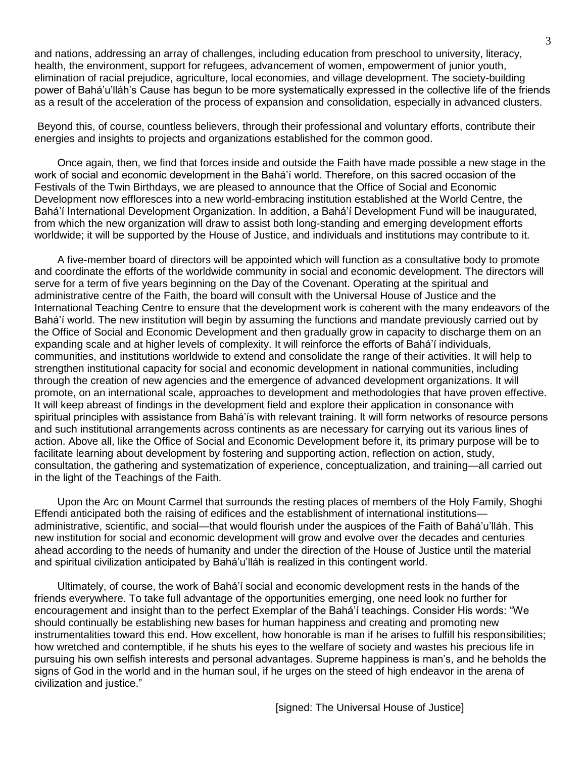and nations, addressing an array of challenges, including education from preschool to university, literacy, health, the environment, support for refugees, advancement of women, empowerment of junior youth, elimination of racial prejudice, agriculture, local economies, and village development. The society-building power of Bahá'u'lláh's Cause has begun to be more systematically expressed in the collective life of the friends as a result of the acceleration of the process of expansion and consolidation, especially in advanced clusters.

Beyond this, of course, countless believers, through their professional and voluntary efforts, contribute their energies and insights to projects and organizations established for the common good.

Once again, then, we find that forces inside and outside the Faith have made possible a new stage in the work of social and economic development in the Bahá'í world. Therefore, on this sacred occasion of the Festivals of the Twin Birthdays, we are pleased to announce that the Office of Social and Economic Development now effloresces into a new world-embracing institution established at the World Centre, the Bahá'í International Development Organization. In addition, a Bahá'í Development Fund will be inaugurated, from which the new organization will draw to assist both long-standing and emerging development efforts worldwide; it will be supported by the House of Justice, and individuals and institutions may contribute to it.

A five-member board of directors will be appointed which will function as a consultative body to promote and coordinate the efforts of the worldwide community in social and economic development. The directors will serve for a term of five years beginning on the Day of the Covenant. Operating at the spiritual and administrative centre of the Faith, the board will consult with the Universal House of Justice and the International Teaching Centre to ensure that the development work is coherent with the many endeavors of the Bahá'í world. The new institution will begin by assuming the functions and mandate previously carried out by the Office of Social and Economic Development and then gradually grow in capacity to discharge them on an expanding scale and at higher levels of complexity. It will reinforce the efforts of Bahá'í individuals, communities, and institutions worldwide to extend and consolidate the range of their activities. It will help to strengthen institutional capacity for social and economic development in national communities, including through the creation of new agencies and the emergence of advanced development organizations. It will promote, on an international scale, approaches to development and methodologies that have proven effective. It will keep abreast of findings in the development field and explore their application in consonance with spiritual principles with assistance from Bahá'ís with relevant training. It will form networks of resource persons and such institutional arrangements across continents as are necessary for carrying out its various lines of action. Above all, like the Office of Social and Economic Development before it, its primary purpose will be to facilitate learning about development by fostering and supporting action, reflection on action, study, consultation, the gathering and systematization of experience, conceptualization, and training—all carried out in the light of the Teachings of the Faith.

Upon the Arc on Mount Carmel that surrounds the resting places of members of the Holy Family, Shoghi Effendi anticipated both the raising of edifices and the establishment of international institutions—administrative, scientific, and social—that would flourish under the auspices of the Faith of Bahá'u'lláh. This new institution for social and economic development will grow and evolve over the decades and centuries ahead according to the needs of humanity and under the direction of the House of Justice until the material and spiritual civilization anticipated by Bahá'u'lláh is realized in this contingent world.

Ultimately, of course, the work of Bahá'í social and economic development rests in the hands of the friends everywhere. To take full advantage of the opportunities emerging, one need look no further for encouragement and insight than to the perfect Exemplar of the Bahá'í teachings. Consider His words: "We should continually be establishing new bases for human happiness and creating and promoting new instrumentalities toward this end. How excellent, how honorable is man if he arises to fulfill his responsibilities; how wretched and contemptible, if he shuts his eyes to the welfare of society and wastes his precious life in pursuing his own selfish interests and personal advantages. Supreme happiness is man's, and he beholds the signs of God in the world and in the human soul, if he urges on the steed of high endeavor in the arena of civilization and justice."

[signed: The Universal House of Justice]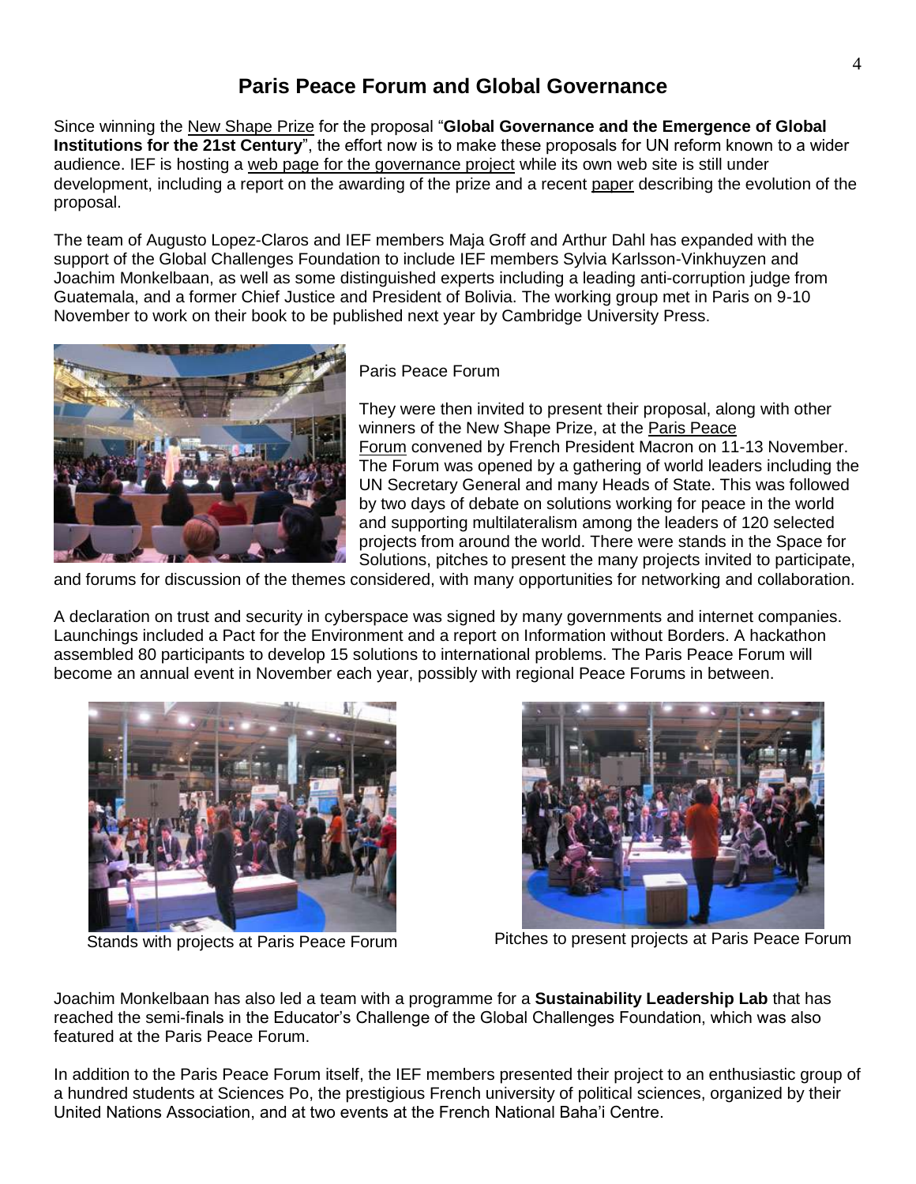# Paris Peace Forum and Global Governance

Since winning the New Shape Prize for the proposal "**Global Governance and the Emergence of Global Institutions for the 21st Century**", the effort now is to make these proposals for UN reform known to a wider audience. IEF is hosting a web page for the governance project while its own web site is still under development, including a report on the awarding of the prize and a recent paper describing the evolution of the proposal.

The team of Augusto Lopez-Claros and IEF members Maja Groff and Arthur Dahl has expanded with the support of the Global Challenges Foundation to include IEF members Sylvia Karlsson-Vinkhuyzen and Joachim Monkelbaan, as well as some distinguished experts including a leading anti-corruption judge from Guatemala, and a former Chief Justice and President of Bolivia. The working group met in Paris on 9-10 November to work on their book to be published next year by Cambridge University Press.

Paris Peace Forum

They were then invited to present their proposal, along with other winners of the New Shape Prize, at the Paris Peace Forum convened by French President Macron on 11-13 November. The Forum was opened by a gathering of world leaders including the UN Secretary General and many Heads of State. This was followed by two days of debate on solutions working for peace in the world and supporting multilateralism among the leaders of 120 selected projects from around the world. There were stands in the Space for Solutions, pitches to present the many projects invited to participate, and forums for discussion of the themes considered, with many opportunities for networking and collaboration.

A declaration on trust and security in cyberspace was signed by many governments and internet companies. Launchings included a Pact for the Environment and a report on Information without Borders. A hackathon assembled 80 participants to develop 15 solutions to international problems. The Paris Peace Forum will become an annual event in November each year, possibly with regional Peace Forums in between.

Stands with projects at Paris Peace Forum

Pitches to present projects at Paris Peace Forum

Joachim Monkelbaan has also led a team with a programme for a **Sustainability Leadership Lab** that has reached the semi-finals in the Educator's Challenge of the Global Challenges Foundation, which was also featured at the Paris Peace Forum.

In addition to the Paris Peace Forum itself, the IEF members presented their project to an enthusiastic group of a hundred students at Sciences Po, the prestigious French university of political sciences, organized by their United Nations Association, and at two events at the French National Baha'i Centre.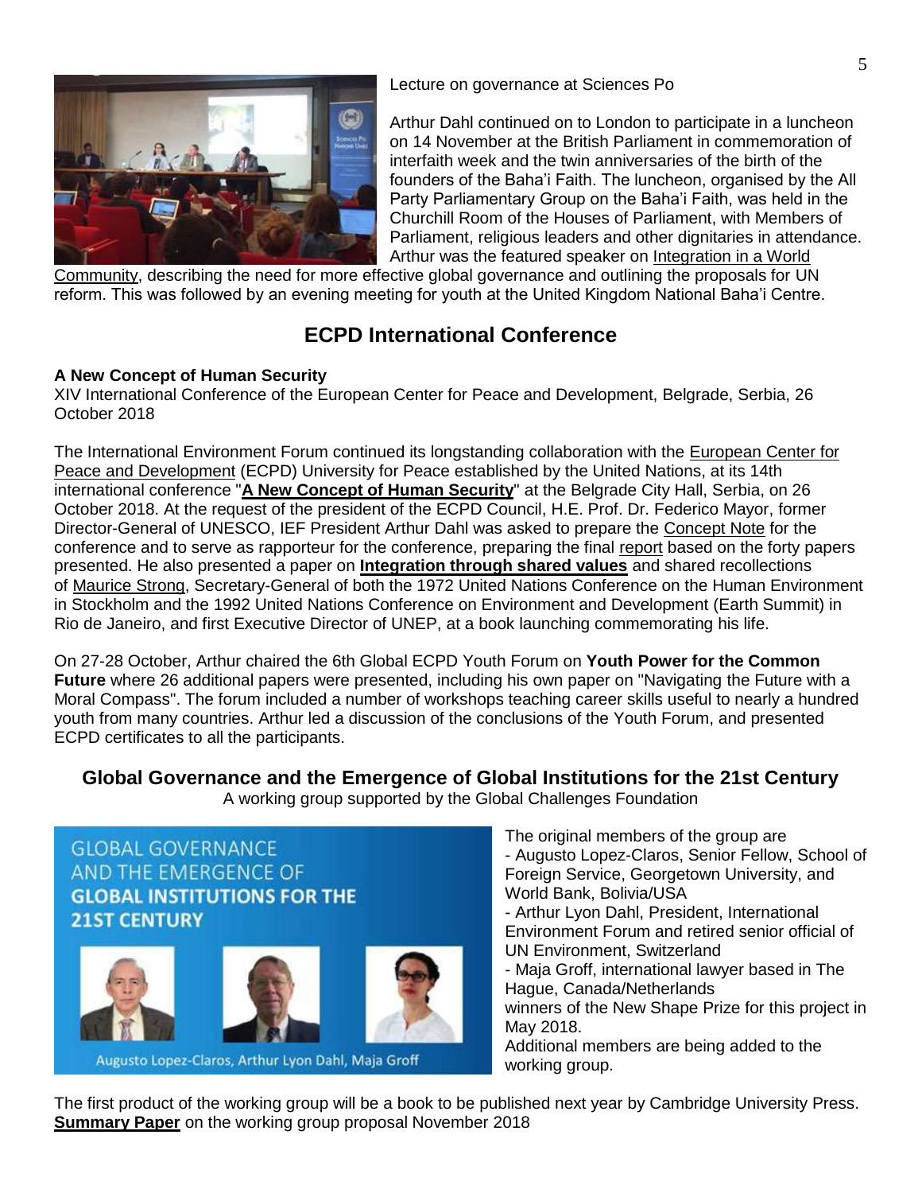Lecture on governance at Sciences Po

Arthur Dahl continued on to London to participate in a luncheon on 14 November at the British Parliament in commemoration of interfaith week and the twin anniversaries of the birth of the founders of the Baha'i Faith. The luncheon, organised by the All Party Parliamentary Group on the Baha'i Faith, was held in the Churchill Room of the Houses of Parliament, with Members of Parliament, religious leaders and other dignitaries in attendance. Arthur was the featured speaker on Integration in a World Community, describing the need for more effective global governance and outlining the proposals for UN reform. This was followed by an evening meeting for youth at the United Kingdom National Baha'i Centre.

## ECPD International Conference

**A New Concept of Human Security**
XIV International Conference of the European Center for Peace and Development, Belgrade, Serbia, 26 October 2018

The International Environment Forum continued its longstanding collaboration with the European Center for Peace and Development (ECPD) University for Peace established by the United Nations, at its 14th international conference "**A New Concept of Human Security**" at the Belgrade City Hall, Serbia, on 26 October 2018. At the request of the president of the ECPD Council, H.E. Prof. Dr. Federico Mayor, former Director-General of UNESCO, IEF President Arthur Dahl was asked to prepare the Concept Note for the conference and to serve as rapporteur for the conference, preparing the final report based on the forty papers presented. He also presented a paper on **Integration through shared values** and shared recollections of Maurice Strong, Secretary-General of both the 1972 United Nations Conference on the Human Environment in Stockholm and the 1992 United Nations Conference on Environment and Development (Earth Summit) in Rio de Janeiro, and first Executive Director of UNEP, at a book launching commemorating his life.

On 27-28 October, Arthur chaired the 6th Global ECPD Youth Forum on **Youth Power for the Common Future** where 26 additional papers were presented, including his own paper on "Navigating the Future with a Moral Compass". The forum included a number of workshops teaching career skills useful to nearly a hundred youth from many countries. Arthur led a discussion of the conclusions of the Youth Forum, and presented ECPD certificates to all the participants.

## Global Governance and the Emergence of Global Institutions for the 21st Century

A working group supported by the Global Challenges Foundation

GLOBAL GOVERNANCE AND THE EMERGENCE OF **GLOBAL INSTITUTIONS FOR THE 21ST CENTURY**

Augusto Lopez-Claros, Arthur Lyon Dahl, Maja Groff

The original members of the group are
- Augusto Lopez-Claros, Senior Fellow, School of Foreign Service, Georgetown University, and World Bank, Bolivia/USA
- Arthur Lyon Dahl, President, International Environment Forum and retired senior official of UN Environment, Switzerland
- Maja Groff, international lawyer based in The Hague, Canada/Netherlands

winners of the New Shape Prize for this project in May 2018.
Additional members are being added to the working group.

The first product of the working group will be a book to be published next year by Cambridge University Press.
**Summary Paper** on the working group proposal November 2018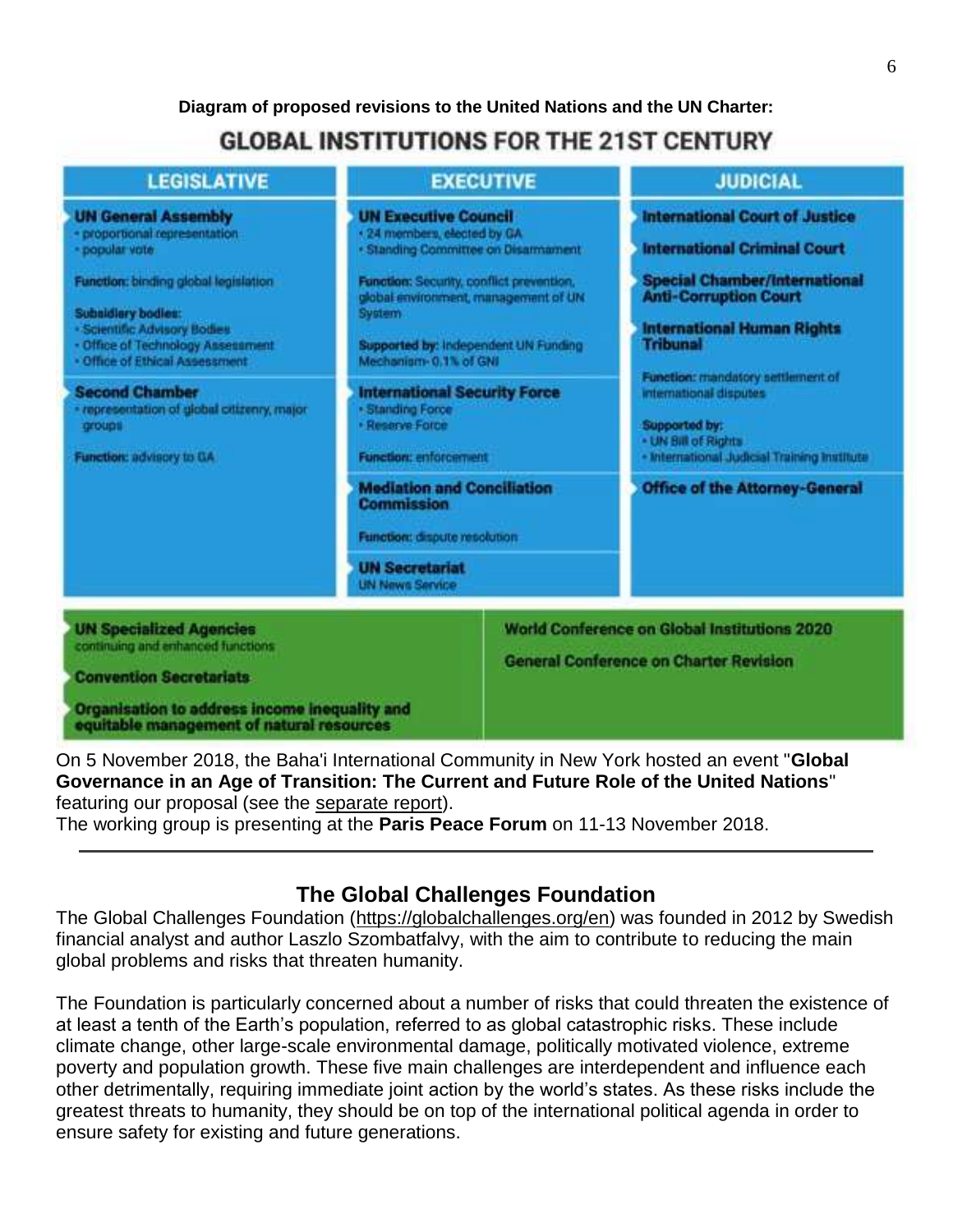**Diagram of proposed revisions to the United Nations and the UN Charter:**

## GLOBAL INSTITUTIONS FOR THE 21ST CENTURY

| LEGISLATIVE | EXECUTIVE | JUDICIAL |
|---|---|---|
| **UN General Assembly**<br>• proportional representation<br>• popular vote<br><br>**Function:** binding global legislation<br><br>**Subsidiary bodies:**<br>• Scientific Advisory Bodies<br>• Office of Technology Assessment<br>• Office of Ethical Assessment | **UN Executive Council**<br>• 24 members, elected by GA<br>• Standing Committee on Disarmament<br><br>**Function:** Security, conflict prevention, global environment, management of UN System<br><br>**Supported by:** Independent UN Funding Mechanism- 0.1% of GNI | **International Court of Justice**<br><br>**International Criminal Court**<br><br>**Special Chamber/International Anti-Corruption Court**<br><br>**International Human Rights Tribunal**<br><br>**Function:** mandatory settlement of international disputes<br><br>**Supported by:**<br>• UN Bill of Rights<br>• International Judicial Training Institute |
| **Second Chamber**<br>• representation of global citizenry, major groups<br><br>**Function:** advisory to GA | **International Security Force**<br>• Standing Force<br>• Reserve Force<br><br>**Function:** enforcement | |
| | **Mediation and Conciliation Commission**<br><br>**Function:** dispute resolution | **Office of the Attorney-General** |
| | **UN Secretariat**<br>UN News Service | |

| | |
|---|---|
| **UN Specialized Agencies**<br>continuing and enhanced functions<br><br>**Convention Secretariats**<br><br>**Organisation to address income inequality and equitable management of natural resources** | **World Conference on Global Institutions 2020**<br><br>**General Conference on Charter Revision** |

On 5 November 2018, the Baha'i International Community in New York hosted an event "**Global Governance in an Age of Transition: The Current and Future Role of the United Nations**" featuring our proposal (see the separate report).
The working group is presenting at the **Paris Peace Forum** on 11-13 November 2018.

---

## The Global Challenges Foundation

The Global Challenges Foundation (https://globalchallenges.org/en) was founded in 2012 by Swedish financial analyst and author Laszlo Szombatfalvy, with the aim to contribute to reducing the main global problems and risks that threaten humanity.

The Foundation is particularly concerned about a number of risks that could threaten the existence of at least a tenth of the Earth's population, referred to as global catastrophic risks. These include climate change, other large-scale environmental damage, politically motivated violence, extreme poverty and population growth. These five main challenges are interdependent and influence each other detrimentally, requiring immediate joint action by the world's states. As these risks include the greatest threats to humanity, they should be on top of the international political agenda in order to ensure safety for existing and future generations.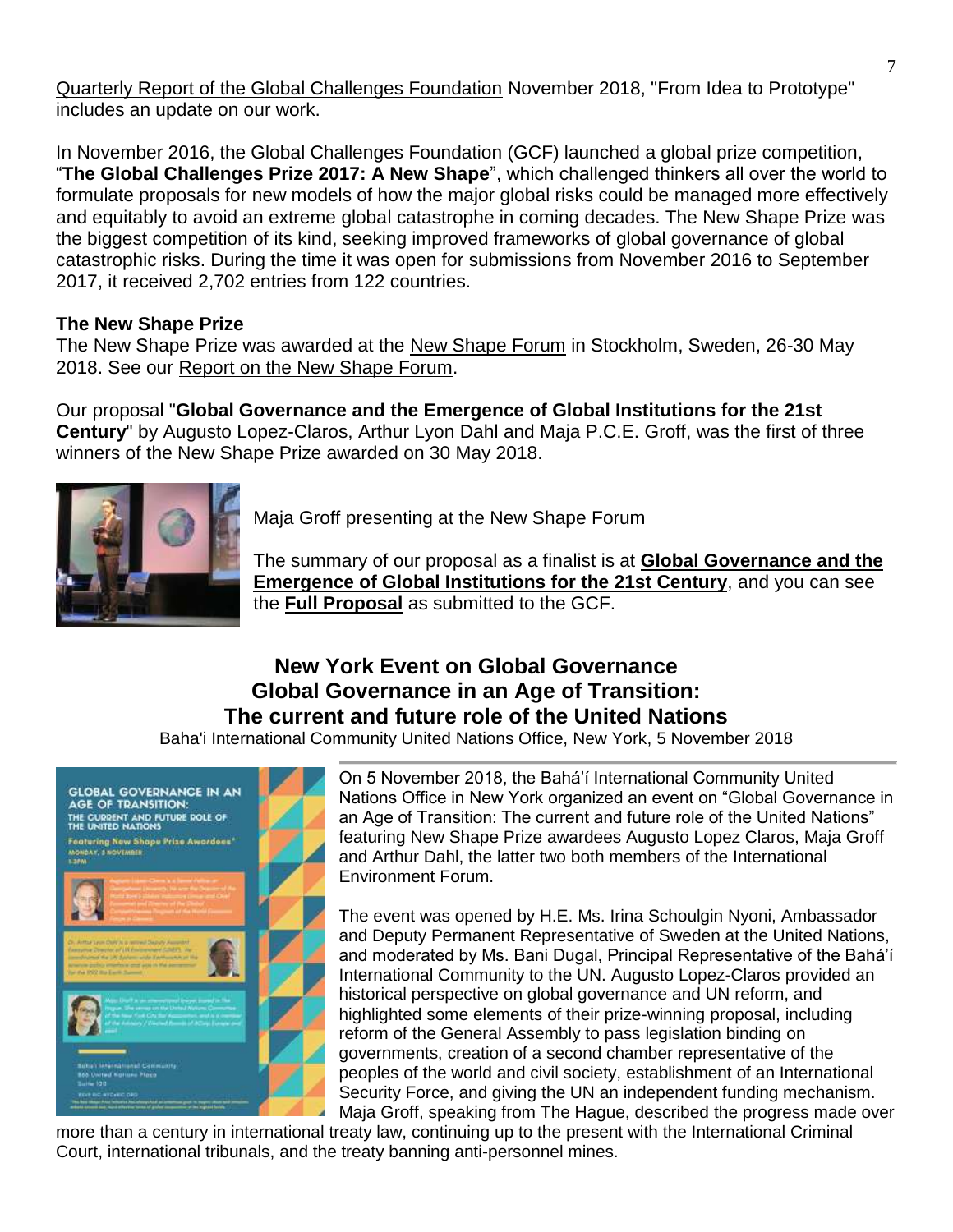Quarterly Report of the Global Challenges Foundation November 2018, "From Idea to Prototype" includes an update on our work.

In November 2016, the Global Challenges Foundation (GCF) launched a global prize competition, "**The Global Challenges Prize 2017: A New Shape**", which challenged thinkers all over the world to formulate proposals for new models of how the major global risks could be managed more effectively and equitably to avoid an extreme global catastrophe in coming decades. The New Shape Prize was the biggest competition of its kind, seeking improved frameworks of global governance of global catastrophic risks. During the time it was open for submissions from November 2016 to September 2017, it received 2,702 entries from 122 countries.

**The New Shape Prize**

The New Shape Prize was awarded at the New Shape Forum in Stockholm, Sweden, 26-30 May 2018. See our Report on the New Shape Forum.

Our proposal "**Global Governance and the Emergence of Global Institutions for the 21st Century**" by Augusto Lopez-Claros, Arthur Lyon Dahl and Maja P.C.E. Groff, was the first of three winners of the New Shape Prize awarded on 30 May 2018.

Maja Groff presenting at the New Shape Forum

The summary of our proposal as a finalist is at **Global Governance and the Emergence of Global Institutions for the 21st Century**, and you can see the **Full Proposal** as submitted to the GCF.

## New York Event on Global Governance
## Global Governance in an Age of Transition: The current and future role of the United Nations

Baha'i International Community United Nations Office, New York, 5 November 2018

On 5 November 2018, the Bahá'í International Community United Nations Office in New York organized an event on "Global Governance in an Age of Transition: The current and future role of the United Nations" featuring New Shape Prize awardees Augusto Lopez Claros, Maja Groff and Arthur Dahl, the latter two both members of the International Environment Forum.

The event was opened by H.E. Ms. Irina Schoulgin Nyoni, Ambassador and Deputy Permanent Representative of Sweden at the United Nations, and moderated by Ms. Bani Dugal, Principal Representative of the Bahá'í International Community to the UN. Augusto Lopez-Claros provided an historical perspective on global governance and UN reform, and highlighted some elements of their prize-winning proposal, including reform of the General Assembly to pass legislation binding on governments, creation of a second chamber representative of the peoples of the world and civil society, establishment of an International Security Force, and giving the UN an independent funding mechanism. Maja Groff, speaking from The Hague, described the progress made over more than a century in international treaty law, continuing up to the present with the International Criminal Court, international tribunals, and the treaty banning anti-personnel mines.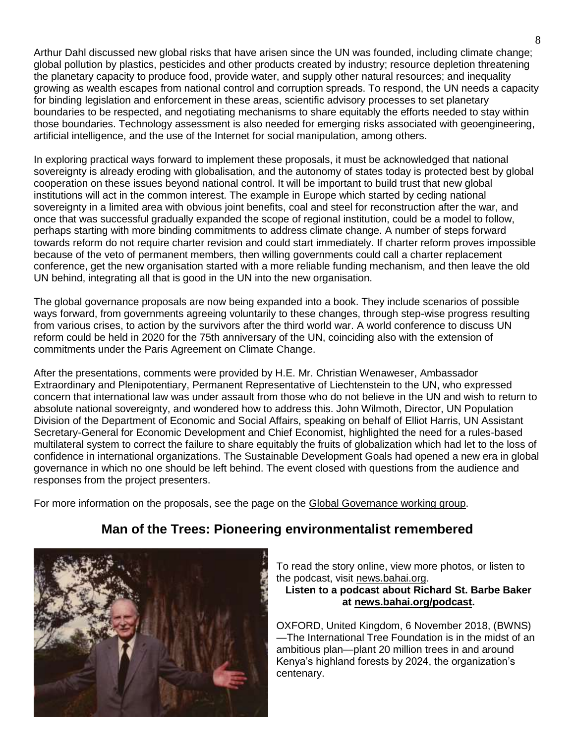Arthur Dahl discussed new global risks that have arisen since the UN was founded, including climate change; global pollution by plastics, pesticides and other products created by industry; resource depletion threatening the planetary capacity to produce food, provide water, and supply other natural resources; and inequality growing as wealth escapes from national control and corruption spreads. To respond, the UN needs a capacity for binding legislation and enforcement in these areas, scientific advisory processes to set planetary boundaries to be respected, and negotiating mechanisms to share equitably the efforts needed to stay within those boundaries. Technology assessment is also needed for emerging risks associated with geoengineering, artificial intelligence, and the use of the Internet for social manipulation, among others.

In exploring practical ways forward to implement these proposals, it must be acknowledged that national sovereignty is already eroding with globalisation, and the autonomy of states today is protected best by global cooperation on these issues beyond national control. It will be important to build trust that new global institutions will act in the common interest. The example in Europe which started by ceding national sovereignty in a limited area with obvious joint benefits, coal and steel for reconstruction after the war, and once that was successful gradually expanded the scope of regional institution, could be a model to follow, perhaps starting with more binding commitments to address climate change. A number of steps forward towards reform do not require charter revision and could start immediately. If charter reform proves impossible because of the veto of permanent members, then willing governments could call a charter replacement conference, get the new organisation started with a more reliable funding mechanism, and then leave the old UN behind, integrating all that is good in the UN into the new organisation.

The global governance proposals are now being expanded into a book. They include scenarios of possible ways forward, from governments agreeing voluntarily to these changes, through step-wise progress resulting from various crises, to action by the survivors after the third world war. A world conference to discuss UN reform could be held in 2020 for the 75th anniversary of the UN, coinciding also with the extension of commitments under the Paris Agreement on Climate Change.

After the presentations, comments were provided by H.E. Mr. Christian Wenaweser, Ambassador Extraordinary and Plenipotentiary, Permanent Representative of Liechtenstein to the UN, who expressed concern that international law was under assault from those who do not believe in the UN and wish to return to absolute national sovereignty, and wondered how to address this. John Wilmoth, Director, UN Population Division of the Department of Economic and Social Affairs, speaking on behalf of Elliot Harris, UN Assistant Secretary-General for Economic Development and Chief Economist, highlighted the need for a rules-based multilateral system to correct the failure to share equitably the fruits of globalization which had let to the loss of confidence in international organizations. The Sustainable Development Goals had opened a new era in global governance in which no one should be left behind. The event closed with questions from the audience and responses from the project presenters.

For more information on the proposals, see the page on the Global Governance working group.

## Man of the Trees: Pioneering environmentalist remembered

To read the story online, view more photos, or listen to the podcast, visit news.bahai.org.

**Listen to a podcast about Richard St. Barbe Baker at news.bahai.org/podcast.**

OXFORD, United Kingdom, 6 November 2018, (BWNS) —The International Tree Foundation is in the midst of an ambitious plan—plant 20 million trees in and around Kenya's highland forests by 2024, the organization's centenary.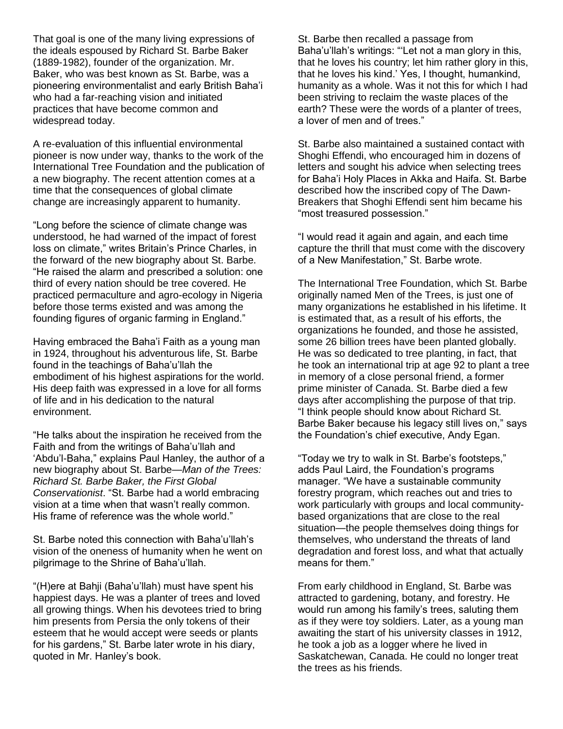That goal is one of the many living expressions of the ideals espoused by Richard St. Barbe Baker (1889-1982), founder of the organization. Mr. Baker, who was best known as St. Barbe, was a pioneering environmentalist and early British Baha'i who had a far-reaching vision and initiated practices that have become common and widespread today.

A re-evaluation of this influential environmental pioneer is now under way, thanks to the work of the International Tree Foundation and the publication of a new biography. The recent attention comes at a time that the consequences of global climate change are increasingly apparent to humanity.

"Long before the science of climate change was understood, he had warned of the impact of forest loss on climate," writes Britain's Prince Charles, in the forward of the new biography about St. Barbe. "He raised the alarm and prescribed a solution: one third of every nation should be tree covered. He practiced permaculture and agro-ecology in Nigeria before those terms existed and was among the founding figures of organic farming in England."

Having embraced the Baha'i Faith as a young man in 1924, throughout his adventurous life, St. Barbe found in the teachings of Baha'u'llah the embodiment of his highest aspirations for the world. His deep faith was expressed in a love for all forms of life and in his dedication to the natural environment.

"He talks about the inspiration he received from the Faith and from the writings of Baha'u'llah and 'Abdu'l-Baha," explains Paul Hanley, the author of a new biography about St. Barbe—*Man of the Trees: Richard St. Barbe Baker, the First Global Conservationist*. "St. Barbe had a world embracing vision at a time when that wasn't really common. His frame of reference was the whole world."

St. Barbe noted this connection with Baha'u'llah's vision of the oneness of humanity when he went on pilgrimage to the Shrine of Baha'u'llah.

"(H)ere at Bahji (Baha'u'llah) must have spent his happiest days. He was a planter of trees and loved all growing things. When his devotees tried to bring him presents from Persia the only tokens of their esteem that he would accept were seeds or plants for his gardens," St. Barbe later wrote in his diary, quoted in Mr. Hanley's book.

St. Barbe then recalled a passage from Baha'u'llah's writings: "'Let not a man glory in this, that he loves his country; let him rather glory in this, that he loves his kind.' Yes, I thought, humankind, humanity as a whole. Was it not this for which I had been striving to reclaim the waste places of the earth? These were the words of a planter of trees, a lover of men and of trees."

St. Barbe also maintained a sustained contact with Shoghi Effendi, who encouraged him in dozens of letters and sought his advice when selecting trees for Baha'i Holy Places in Akka and Haifa. St. Barbe described how the inscribed copy of The Dawn-Breakers that Shoghi Effendi sent him became his "most treasured possession."

"I would read it again and again, and each time capture the thrill that must come with the discovery of a New Manifestation," St. Barbe wrote.

The International Tree Foundation, which St. Barbe originally named Men of the Trees, is just one of many organizations he established in his lifetime. It is estimated that, as a result of his efforts, the organizations he founded, and those he assisted, some 26 billion trees have been planted globally. He was so dedicated to tree planting, in fact, that he took an international trip at age 92 to plant a tree in memory of a close personal friend, a former prime minister of Canada. St. Barbe died a few days after accomplishing the purpose of that trip. "I think people should know about Richard St. Barbe Baker because his legacy still lives on," says the Foundation's chief executive, Andy Egan.

"Today we try to walk in St. Barbe's footsteps," adds Paul Laird, the Foundation's programs manager. "We have a sustainable community forestry program, which reaches out and tries to work particularly with groups and local community-based organizations that are close to the real situation—the people themselves doing things for themselves, who understand the threats of land degradation and forest loss, and what that actually means for them."

From early childhood in England, St. Barbe was attracted to gardening, botany, and forestry. He would run among his family's trees, saluting them as if they were toy soldiers. Later, as a young man awaiting the start of his university classes in 1912, he took a job as a logger where he lived in Saskatchewan, Canada. He could no longer treat the trees as his friends.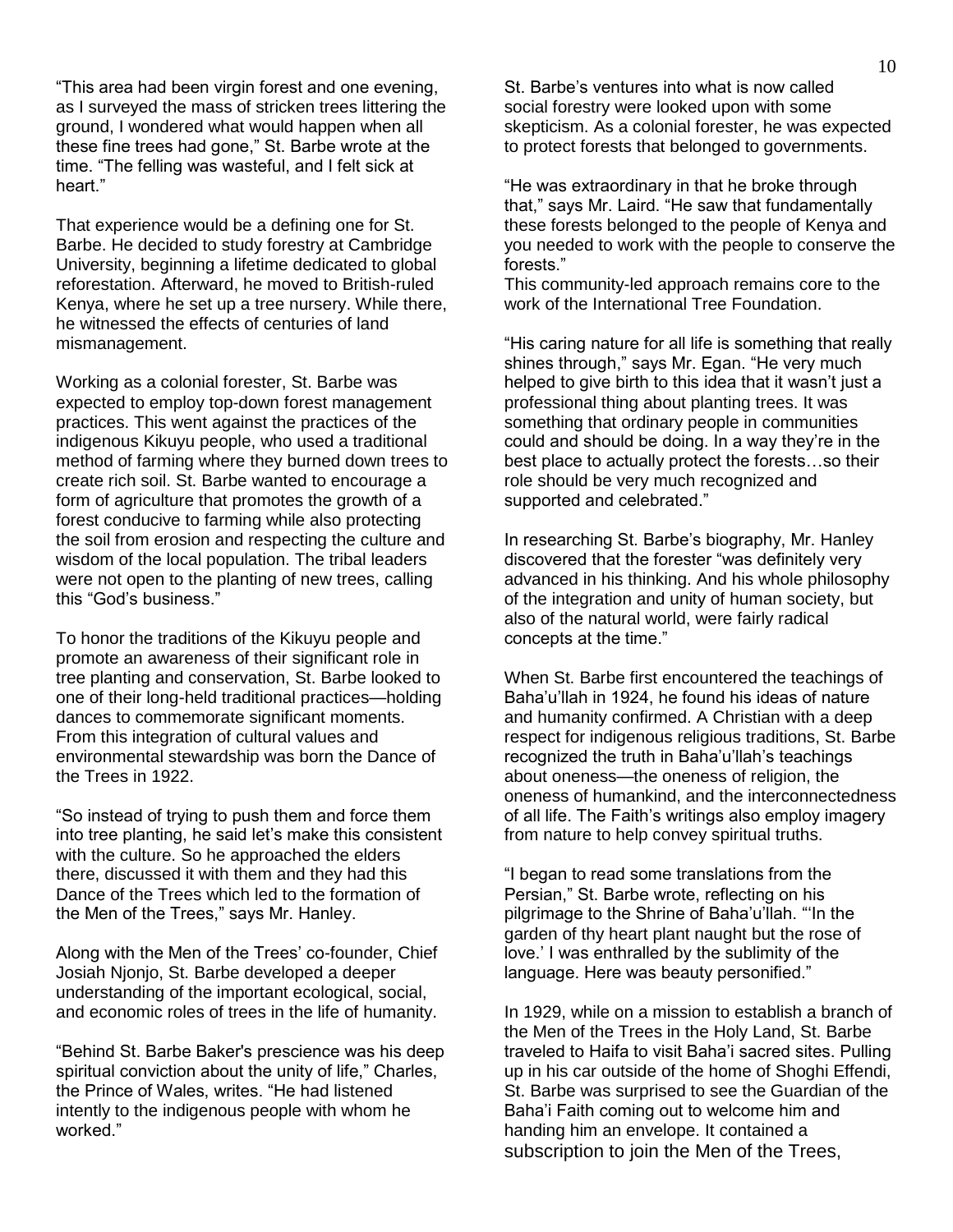"This area had been virgin forest and one evening, as I surveyed the mass of stricken trees littering the ground, I wondered what would happen when all these fine trees had gone," St. Barbe wrote at the time. "The felling was wasteful, and I felt sick at heart."

That experience would be a defining one for St. Barbe. He decided to study forestry at Cambridge University, beginning a lifetime dedicated to global reforestation. Afterward, he moved to British-ruled Kenya, where he set up a tree nursery. While there, he witnessed the effects of centuries of land mismanagement.

Working as a colonial forester, St. Barbe was expected to employ top-down forest management practices. This went against the practices of the indigenous Kikuyu people, who used a traditional method of farming where they burned down trees to create rich soil. St. Barbe wanted to encourage a form of agriculture that promotes the growth of a forest conducive to farming while also protecting the soil from erosion and respecting the culture and wisdom of the local population. The tribal leaders were not open to the planting of new trees, calling this "God's business."

To honor the traditions of the Kikuyu people and promote an awareness of their significant role in tree planting and conservation, St. Barbe looked to one of their long-held traditional practices—holding dances to commemorate significant moments. From this integration of cultural values and environmental stewardship was born the Dance of the Trees in 1922.

"So instead of trying to push them and force them into tree planting, he said let's make this consistent with the culture. So he approached the elders there, discussed it with them and they had this Dance of the Trees which led to the formation of the Men of the Trees," says Mr. Hanley.

Along with the Men of the Trees' co-founder, Chief Josiah Njonjo, St. Barbe developed a deeper understanding of the important ecological, social, and economic roles of trees in the life of humanity.

"Behind St. Barbe Baker's prescience was his deep spiritual conviction about the unity of life," Charles, the Prince of Wales, writes. "He had listened intently to the indigenous people with whom he worked."

St. Barbe's ventures into what is now called social forestry were looked upon with some skepticism. As a colonial forester, he was expected to protect forests that belonged to governments.

"He was extraordinary in that he broke through that," says Mr. Laird. "He saw that fundamentally these forests belonged to the people of Kenya and you needed to work with the people to conserve the forests."
This community-led approach remains core to the work of the International Tree Foundation.

"His caring nature for all life is something that really shines through," says Mr. Egan. "He very much helped to give birth to this idea that it wasn't just a professional thing about planting trees. It was something that ordinary people in communities could and should be doing. In a way they're in the best place to actually protect the forests…so their role should be very much recognized and supported and celebrated."

In researching St. Barbe's biography, Mr. Hanley discovered that the forester "was definitely very advanced in his thinking. And his whole philosophy of the integration and unity of human society, but also of the natural world, were fairly radical concepts at the time."

When St. Barbe first encountered the teachings of Baha'u'llah in 1924, he found his ideas of nature and humanity confirmed. A Christian with a deep respect for indigenous religious traditions, St. Barbe recognized the truth in Baha'u'llah's teachings about oneness—the oneness of religion, the oneness of humankind, and the interconnectedness of all life. The Faith's writings also employ imagery from nature to help convey spiritual truths.

"I began to read some translations from the Persian," St. Barbe wrote, reflecting on his pilgrimage to the Shrine of Baha'u'llah. "'In the garden of thy heart plant naught but the rose of love.' I was enthralled by the sublimity of the language. Here was beauty personified."

In 1929, while on a mission to establish a branch of the Men of the Trees in the Holy Land, St. Barbe traveled to Haifa to visit Baha'i sacred sites. Pulling up in his car outside of the home of Shoghi Effendi, St. Barbe was surprised to see the Guardian of the Baha'i Faith coming out to welcome him and handing him an envelope. It contained a subscription to join the Men of the Trees,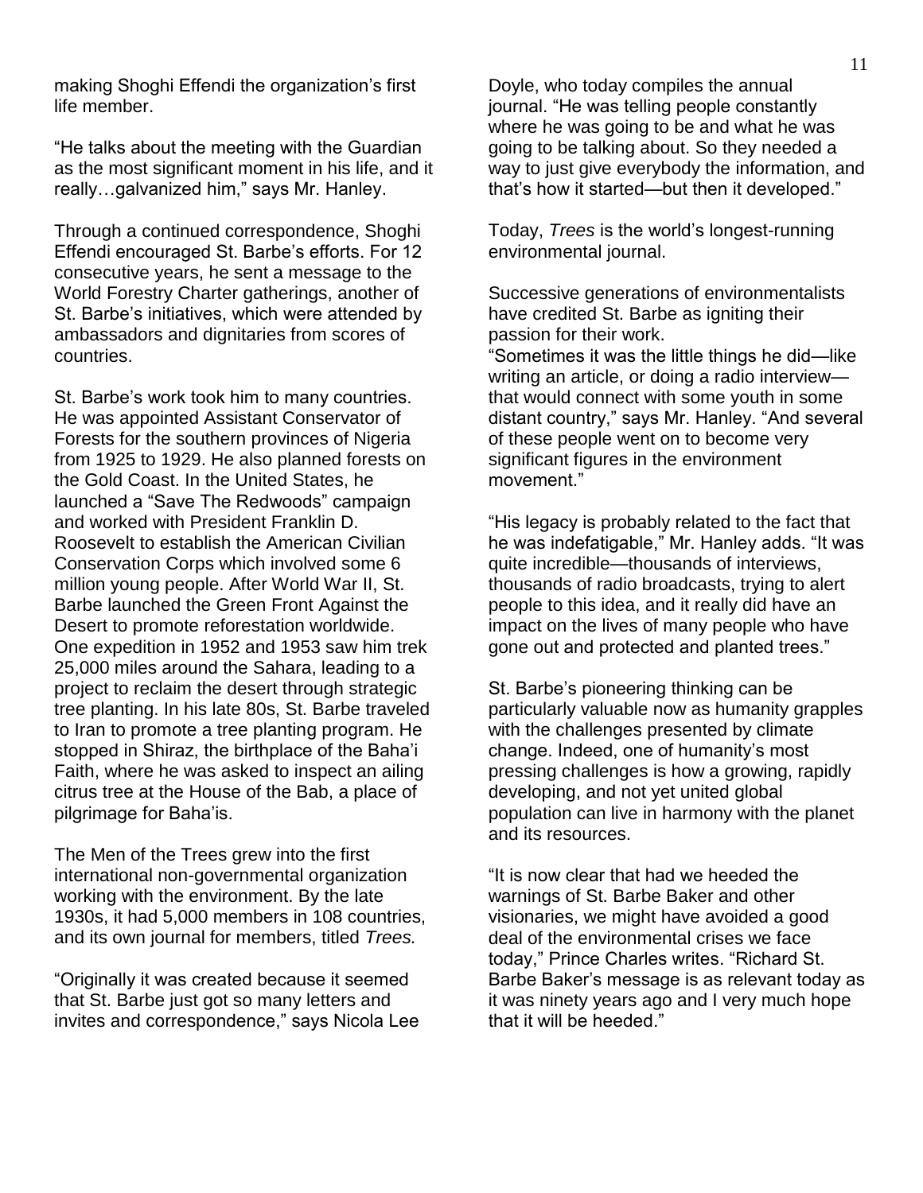making Shoghi Effendi the organization's first life member.

"He talks about the meeting with the Guardian as the most significant moment in his life, and it really…galvanized him," says Mr. Hanley.

Through a continued correspondence, Shoghi Effendi encouraged St. Barbe's efforts. For 12 consecutive years, he sent a message to the World Forestry Charter gatherings, another of St. Barbe's initiatives, which were attended by ambassadors and dignitaries from scores of countries.

St. Barbe's work took him to many countries. He was appointed Assistant Conservator of Forests for the southern provinces of Nigeria from 1925 to 1929. He also planned forests on the Gold Coast. In the United States, he launched a "Save The Redwoods" campaign and worked with President Franklin D. Roosevelt to establish the American Civilian Conservation Corps which involved some 6 million young people. After World War II, St. Barbe launched the Green Front Against the Desert to promote reforestation worldwide. One expedition in 1952 and 1953 saw him trek 25,000 miles around the Sahara, leading to a project to reclaim the desert through strategic tree planting. In his late 80s, St. Barbe traveled to Iran to promote a tree planting program. He stopped in Shiraz, the birthplace of the Baha'i Faith, where he was asked to inspect an ailing citrus tree at the House of the Bab, a place of pilgrimage for Baha'is.

The Men of the Trees grew into the first international non-governmental organization working with the environment. By the late 1930s, it had 5,000 members in 108 countries, and its own journal for members, titled *Trees.*

"Originally it was created because it seemed that St. Barbe just got so many letters and invites and correspondence," says Nicola Lee Doyle, who today compiles the annual journal. "He was telling people constantly where he was going to be and what he was going to be talking about. So they needed a way to just give everybody the information, and that's how it started—but then it developed."

Today, *Trees* is the world's longest-running environmental journal.

Successive generations of environmentalists have credited St. Barbe as igniting their passion for their work.
"Sometimes it was the little things he did—like writing an article, or doing a radio interview—that would connect with some youth in some distant country," says Mr. Hanley. "And several of these people went on to become very significant figures in the environment movement."

"His legacy is probably related to the fact that he was indefatigable," Mr. Hanley adds. "It was quite incredible—thousands of interviews, thousands of radio broadcasts, trying to alert people to this idea, and it really did have an impact on the lives of many people who have gone out and protected and planted trees."

St. Barbe's pioneering thinking can be particularly valuable now as humanity grapples with the challenges presented by climate change. Indeed, one of humanity's most pressing challenges is how a growing, rapidly developing, and not yet united global population can live in harmony with the planet and its resources.

"It is now clear that had we heeded the warnings of St. Barbe Baker and other visionaries, we might have avoided a good deal of the environmental crises we face today," Prince Charles writes. "Richard St. Barbe Baker's message is as relevant today as it was ninety years ago and I very much hope that it will be heeded."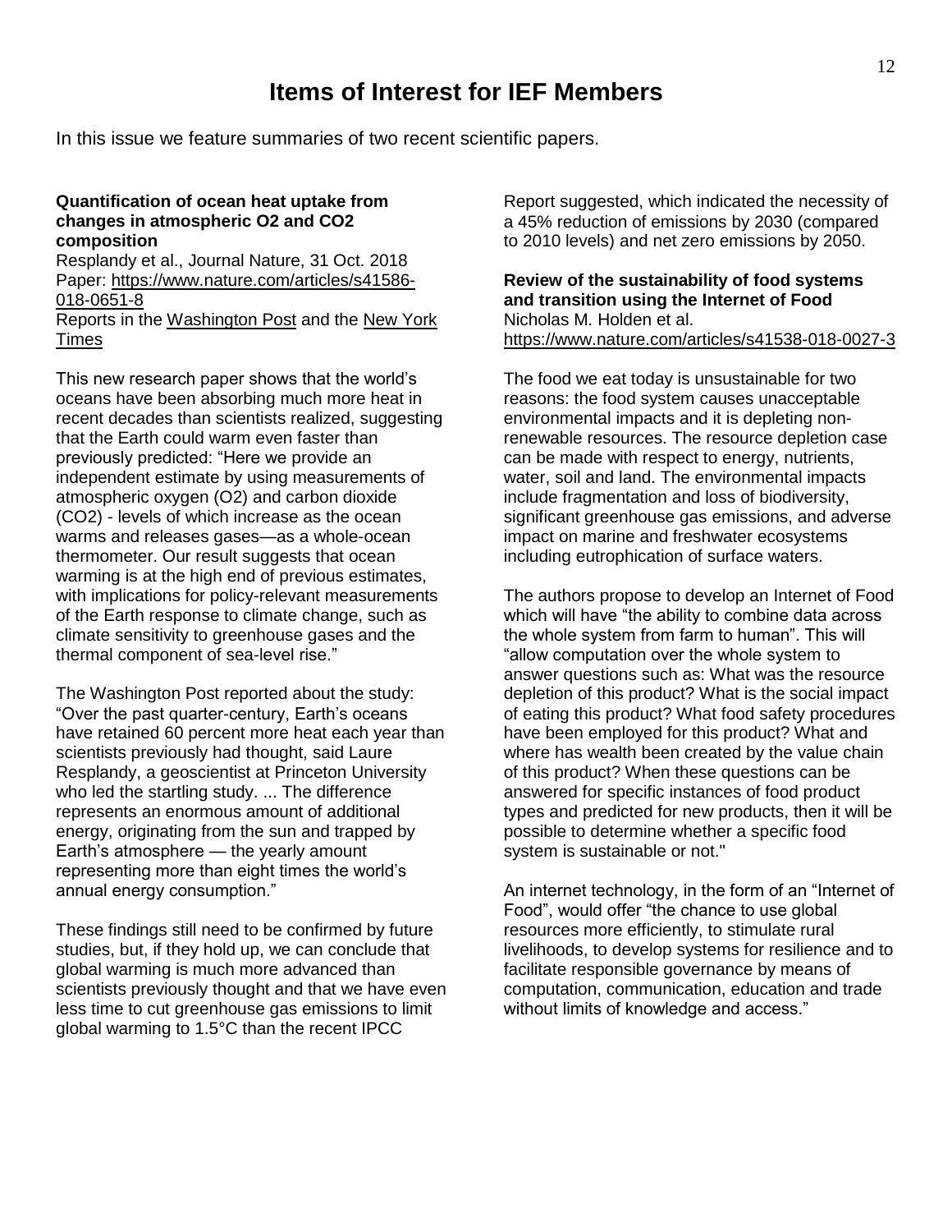# Items of Interest for IEF Members

In this issue we feature summaries of two recent scientific papers.

**Quantification of ocean heat uptake from changes in atmospheric O2 and CO2 composition**

Resplandy et al., Journal Nature, 31 Oct. 2018
Paper: https://www.nature.com/articles/s41586-018-0651-8
Reports in the Washington Post and the New York Times

This new research paper shows that the world's oceans have been absorbing much more heat in recent decades than scientists realized, suggesting that the Earth could warm even faster than previously predicted: "Here we provide an independent estimate by using measurements of atmospheric oxygen (O2) and carbon dioxide (CO2) - levels of which increase as the ocean warms and releases gases—as a whole-ocean thermometer. Our result suggests that ocean warming is at the high end of previous estimates, with implications for policy-relevant measurements of the Earth response to climate change, such as climate sensitivity to greenhouse gases and the thermal component of sea-level rise."

The Washington Post reported about the study: "Over the past quarter-century, Earth's oceans have retained 60 percent more heat each year than scientists previously had thought, said Laure Resplandy, a geoscientist at Princeton University who led the startling study. ... The difference represents an enormous amount of additional energy, originating from the sun and trapped by Earth's atmosphere — the yearly amount representing more than eight times the world's annual energy consumption."

These findings still need to be confirmed by future studies, but, if they hold up, we can conclude that global warming is much more advanced than scientists previously thought and that we have even less time to cut greenhouse gas emissions to limit global warming to 1.5°C than the recent IPCC Report suggested, which indicated the necessity of a 45% reduction of emissions by 2030 (compared to 2010 levels) and net zero emissions by 2050.

**Review of the sustainability of food systems and transition using the Internet of Food**

Nicholas M. Holden et al.
https://www.nature.com/articles/s41538-018-0027-3

The food we eat today is unsustainable for two reasons: the food system causes unacceptable environmental impacts and it is depleting non-renewable resources. The resource depletion case can be made with respect to energy, nutrients, water, soil and land. The environmental impacts include fragmentation and loss of biodiversity, significant greenhouse gas emissions, and adverse impact on marine and freshwater ecosystems including eutrophication of surface waters.

The authors propose to develop an Internet of Food which will have "the ability to combine data across the whole system from farm to human". This will "allow computation over the whole system to answer questions such as: What was the resource depletion of this product? What is the social impact of eating this product? What food safety procedures have been employed for this product? What and where has wealth been created by the value chain of this product? When these questions can be answered for specific instances of food product types and predicted for new products, then it will be possible to determine whether a specific food system is sustainable or not."

An internet technology, in the form of an "Internet of Food", would offer "the chance to use global resources more efficiently, to stimulate rural livelihoods, to develop systems for resilience and to facilitate responsible governance by means of computation, communication, education and trade without limits of knowledge and access."